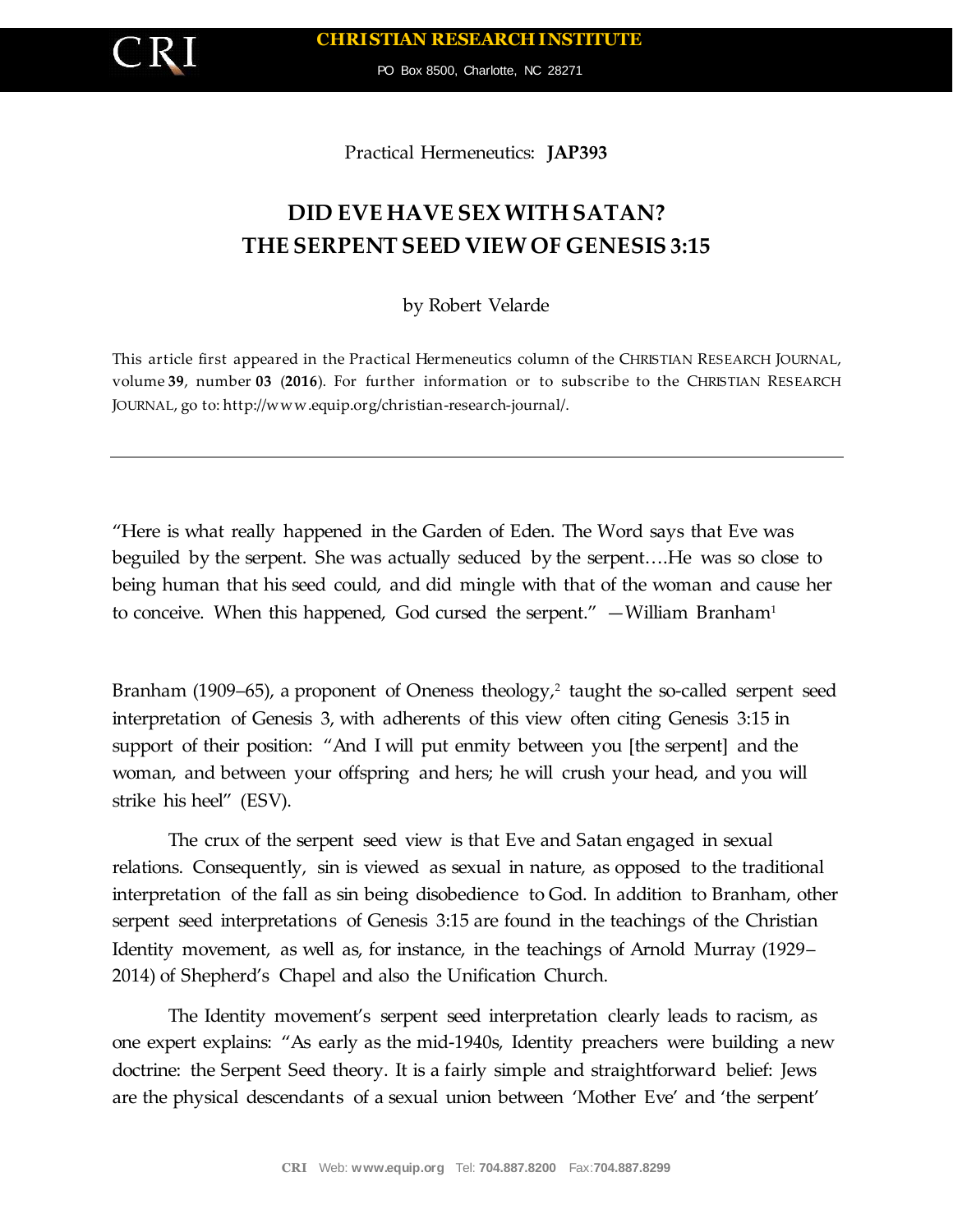Practical Hermeneutics: **JAP393**

# DID EVE HAVE SEX WITH SATAN? THE SERPENT SEED VIEW OF GENESIS 3:15

by Robert Velarde

This article first appeared in the Practical Hermeneutics column of the CHRISTIAN RESEARCH JOURNAL, volume **39**, number **03** (**2016**). For further information or to subscribe to the CHRISTIAN RESEARCH JOURNAL, go to: http://www.equip.org/christian-research-journal/.

---

"Here is what really happened in the Garden of Eden. The Word says that Eve was beguiled by the serpent. She was actually seduced by the serpent….He was so close to being human that his seed could, and did mingle with that of the woman and cause her to conceive. When this happened, God cursed the serpent." —William Branham[1]

Branham (1909–65), a proponent of Oneness theology,[2] taught the so-called serpent seed interpretation of Genesis 3, with adherents of this view often citing Genesis 3:15 in support of their position: "And I will put enmity between you [the serpent] and the woman, and between your offspring and hers; he will crush your head, and you will strike his heel" (ESV).

The crux of the serpent seed view is that Eve and Satan engaged in sexual relations. Consequently, sin is viewed as sexual in nature, as opposed to the traditional interpretation of the fall as sin being disobedience to God. In addition to Branham, other serpent seed interpretations of Genesis 3:15 are found in the teachings of the Christian Identity movement, as well as, for instance, in the teachings of Arnold Murray (1929–2014) of Shepherd's Chapel and also the Unification Church.

The Identity movement's serpent seed interpretation clearly leads to racism, as one expert explains: "As early as the mid-1940s, Identity preachers were building a new doctrine: the Serpent Seed theory. It is a fairly simple and straightforward belief: Jews are the physical descendants of a sexual union between 'Mother Eve' and 'the serpent'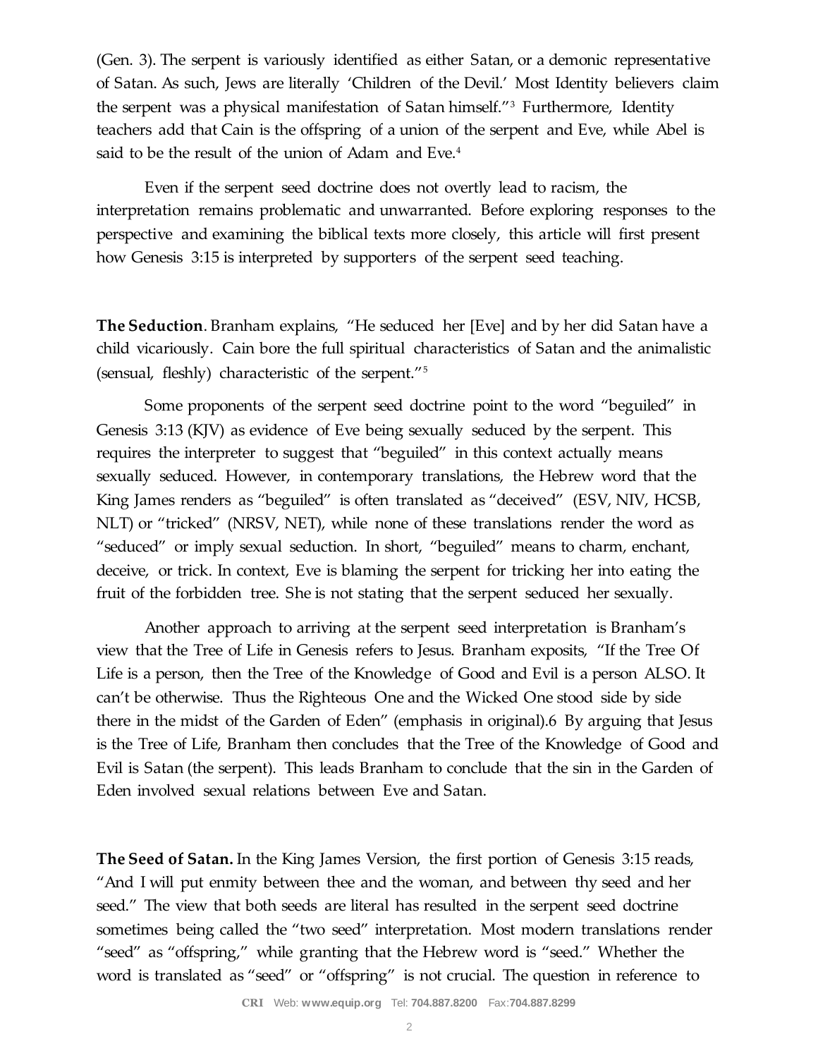(Gen. 3). The serpent is variously identified as either Satan, or a demonic representative of Satan. As such, Jews are literally 'Children of the Devil.' Most Identity believers claim the serpent was a physical manifestation of Satan himself."[3] Furthermore, Identity teachers add that Cain is the offspring of a union of the serpent and Eve, while Abel is said to be the result of the union of Adam and Eve.[4]

Even if the serpent seed doctrine does not overtly lead to racism, the interpretation remains problematic and unwarranted. Before exploring responses to the perspective and examining the biblical texts more closely, this article will first present how Genesis 3:15 is interpreted by supporters of the serpent seed teaching.

**The Seduction**. Branham explains, "He seduced her [Eve] and by her did Satan have a child vicariously. Cain bore the full spiritual characteristics of Satan and the animalistic (sensual, fleshly) characteristic of the serpent."[5]

Some proponents of the serpent seed doctrine point to the word "beguiled" in Genesis 3:13 (KJV) as evidence of Eve being sexually seduced by the serpent. This requires the interpreter to suggest that "beguiled" in this context actually means sexually seduced. However, in contemporary translations, the Hebrew word that the King James renders as "beguiled" is often translated as "deceived" (ESV, NIV, HCSB, NLT) or "tricked" (NRSV, NET), while none of these translations render the word as "seduced" or imply sexual seduction. In short, "beguiled" means to charm, enchant, deceive, or trick. In context, Eve is blaming the serpent for tricking her into eating the fruit of the forbidden tree. She is not stating that the serpent seduced her sexually.

Another approach to arriving at the serpent seed interpretation is Branham's view that the Tree of Life in Genesis refers to Jesus. Branham exposits, "If the Tree Of Life is a person, then the Tree of the Knowledge of Good and Evil is a person ALSO. It can't be otherwise. Thus the Righteous One and the Wicked One stood side by side there in the midst of the Garden of Eden" (emphasis in original).6 By arguing that Jesus is the Tree of Life, Branham then concludes that the Tree of the Knowledge of Good and Evil is Satan (the serpent). This leads Branham to conclude that the sin in the Garden of Eden involved sexual relations between Eve and Satan.

**The Seed of Satan.** In the King James Version, the first portion of Genesis 3:15 reads, "And I will put enmity between thee and the woman, and between thy seed and her seed." The view that both seeds are literal has resulted in the serpent seed doctrine sometimes being called the "two seed" interpretation. Most modern translations render "seed" as "offspring," while granting that the Hebrew word is "seed." Whether the word is translated as "seed" or "offspring" is not crucial. The question in reference to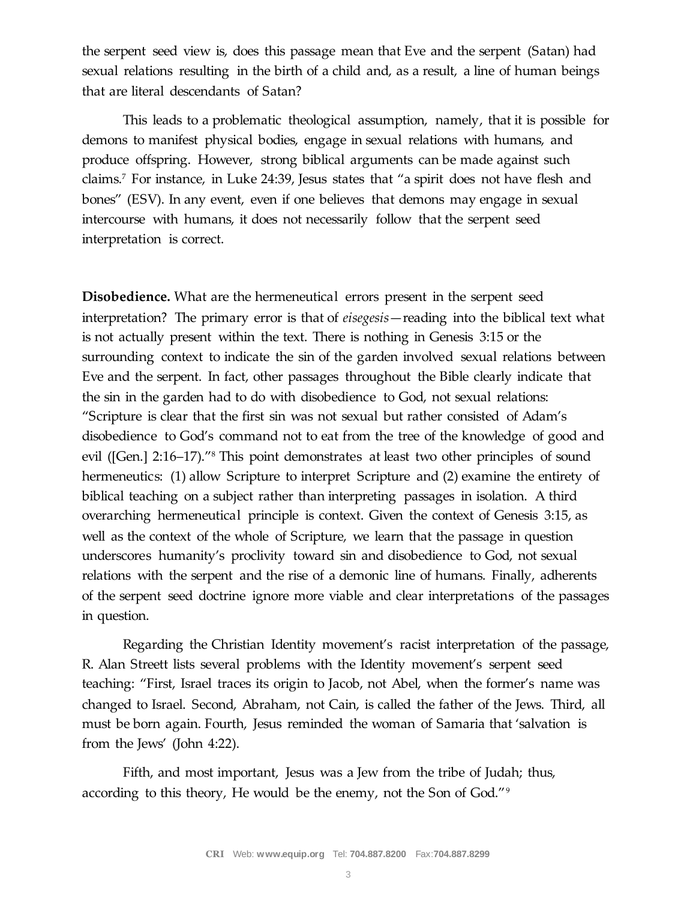the serpent seed view is, does this passage mean that Eve and the serpent (Satan) had sexual relations resulting in the birth of a child and, as a result, a line of human beings that are literal descendants of Satan?

This leads to a problematic theological assumption, namely, that it is possible for demons to manifest physical bodies, engage in sexual relations with humans, and produce offspring. However, strong biblical arguments can be made against such claims.[7] For instance, in Luke 24:39, Jesus states that "a spirit does not have flesh and bones" (ESV). In any event, even if one believes that demons may engage in sexual intercourse with humans, it does not necessarily follow that the serpent seed interpretation is correct.

**Disobedience.** What are the hermeneutical errors present in the serpent seed interpretation? The primary error is that of *eisegesis*—reading into the biblical text what is not actually present within the text. There is nothing in Genesis 3:15 or the surrounding context to indicate the sin of the garden involved sexual relations between Eve and the serpent. In fact, other passages throughout the Bible clearly indicate that the sin in the garden had to do with disobedience to God, not sexual relations: "Scripture is clear that the first sin was not sexual but rather consisted of Adam's disobedience to God's command not to eat from the tree of the knowledge of good and evil ([Gen.] 2:16–17)."[8] This point demonstrates at least two other principles of sound hermeneutics: (1) allow Scripture to interpret Scripture and (2) examine the entirety of biblical teaching on a subject rather than interpreting passages in isolation. A third overarching hermeneutical principle is context. Given the context of Genesis 3:15, as well as the context of the whole of Scripture, we learn that the passage in question underscores humanity's proclivity toward sin and disobedience to God, not sexual relations with the serpent and the rise of a demonic line of humans. Finally, adherents of the serpent seed doctrine ignore more viable and clear interpretations of the passages in question.

Regarding the Christian Identity movement's racist interpretation of the passage, R. Alan Streett lists several problems with the Identity movement's serpent seed teaching: "First, Israel traces its origin to Jacob, not Abel, when the former's name was changed to Israel. Second, Abraham, not Cain, is called the father of the Jews. Third, all must be born again. Fourth, Jesus reminded the woman of Samaria that 'salvation is from the Jews' (John 4:22).

Fifth, and most important, Jesus was a Jew from the tribe of Judah; thus, according to this theory, He would be the enemy, not the Son of God."[9]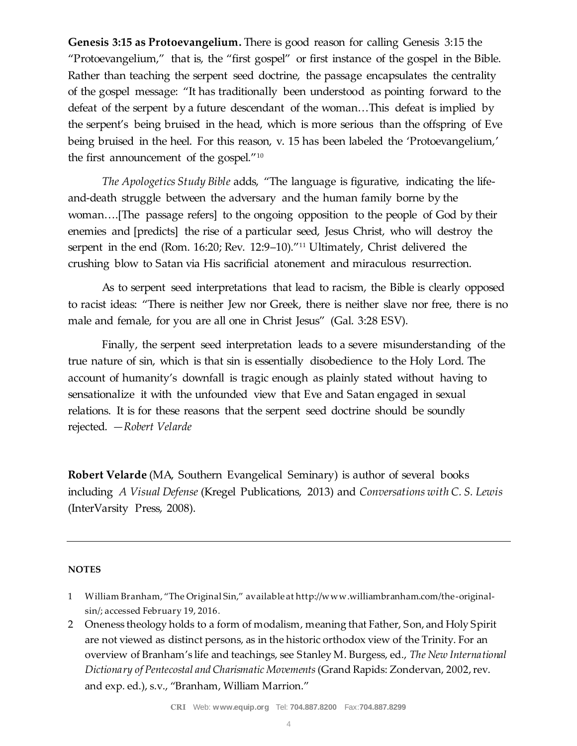**Genesis 3:15 as Protoevangelium.** There is good reason for calling Genesis 3:15 the "Protoevangelium," that is, the "first gospel" or first instance of the gospel in the Bible. Rather than teaching the serpent seed doctrine, the passage encapsulates the centrality of the gospel message: "It has traditionally been understood as pointing forward to the defeat of the serpent by a future descendant of the woman…This defeat is implied by the serpent's being bruised in the head, which is more serious than the offspring of Eve being bruised in the heel. For this reason, v. 15 has been labeled the 'Protoevangelium,' the first announcement of the gospel."[10]

*The Apologetics Study Bible* adds, "The language is figurative, indicating the life-and-death struggle between the adversary and the human family borne by the woman….[The passage refers] to the ongoing opposition to the people of God by their enemies and [predicts] the rise of a particular seed, Jesus Christ, who will destroy the serpent in the end (Rom. 16:20; Rev. 12:9–10)."[11] Ultimately, Christ delivered the crushing blow to Satan via His sacrificial atonement and miraculous resurrection.

As to serpent seed interpretations that lead to racism, the Bible is clearly opposed to racist ideas: "There is neither Jew nor Greek, there is neither slave nor free, there is no male and female, for you are all one in Christ Jesus" (Gal. 3:28 ESV).

Finally, the serpent seed interpretation leads to a severe misunderstanding of the true nature of sin, which is that sin is essentially disobedience to the Holy Lord. The account of humanity's downfall is tragic enough as plainly stated without having to sensationalize it with the unfounded view that Eve and Satan engaged in sexual relations. It is for these reasons that the serpent seed doctrine should be soundly rejected. —*Robert Velarde*

**Robert Velarde** (MA, Southern Evangelical Seminary) is author of several books including *A Visual Defense* (Kregel Publications, 2013) and *Conversations with C. S. Lewis* (InterVarsity Press, 2008).

---

**NOTES**

1 William Branham, "The Original Sin," available at http://www.williambranham.com/the-original-sin/; accessed February 19, 2016.

2 Oneness theology holds to a form of modalism, meaning that Father, Son, and Holy Spirit are not viewed as distinct persons, as in the historic orthodox view of the Trinity. For an overview of Branham's life and teachings, see Stanley M. Burgess, ed., *The New International Dictionary of Pentecostal and Charismatic Movements* (Grand Rapids: Zondervan, 2002, rev. and exp. ed.), s.v., "Branham, William Marrion."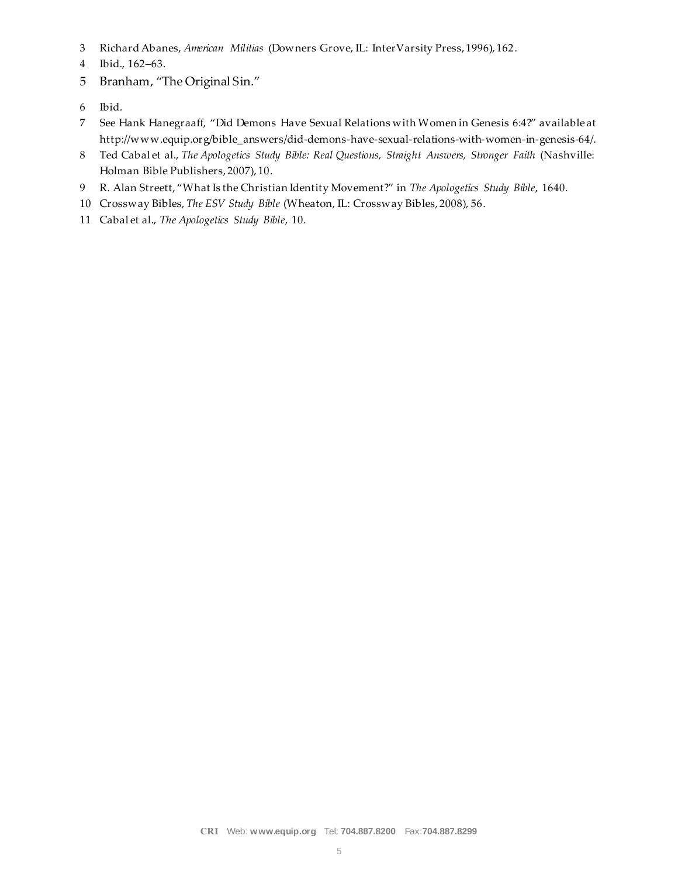3 Richard Abanes, *American Militias* (Downers Grove, IL: InterVarsity Press, 1996), 162.

4 Ibid., 162–63.

5 Branham, "The Original Sin."

6 Ibid.

7 See Hank Hanegraaff, "Did Demons Have Sexual Relations with Women in Genesis 6:4?" available at http://www.equip.org/bible_answers/did-demons-have-sexual-relations-with-women-in-genesis-64/.

8 Ted Cabal et al., *The Apologetics Study Bible: Real Questions, Straight Answers, Stronger Faith* (Nashville: Holman Bible Publishers, 2007), 10.

9 R. Alan Streett, "What Is the Christian Identity Movement?" in *The Apologetics Study Bible*, 1640.

10 Crossway Bibles, *The ESV Study Bible* (Wheaton, IL: Crossway Bibles, 2008), 56.

11 Cabal et al., *The Apologetics Study Bible*, 10.